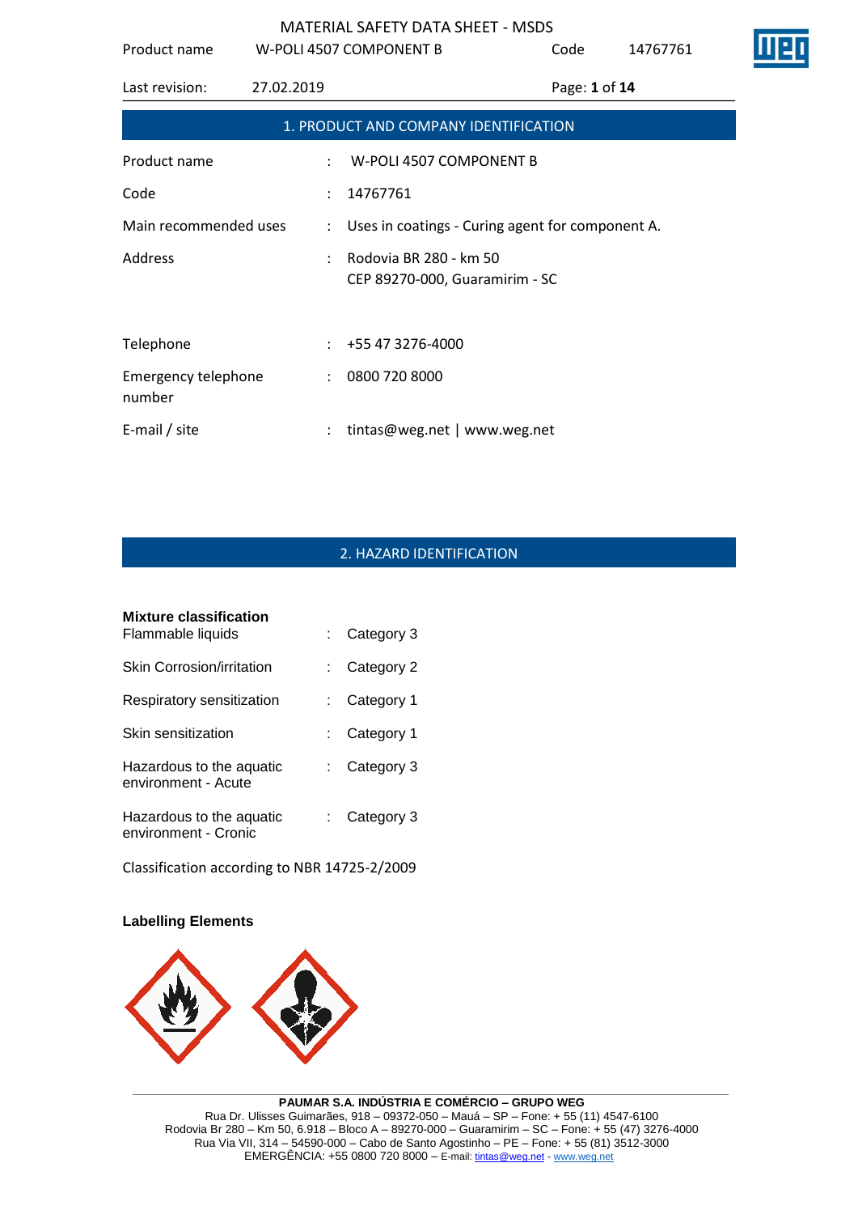# MATERIAL SAFETY DATA SHEET - MSDS

## 1. PRODUCT AND COMPANY IDENTIFICATION

| | | |
|---|---|---|
| Product name | : | W-POLI 4507 COMPONENT B |
| Code | : | 14767761 |
| Main recommended uses | : | Uses in coatings - Curing agent for component A. |
| Address | : | Rodovia BR 280 - km 50<br>CEP 89270-000, Guaramirim - SC |
| Telephone | : | +55 47 3276-4000 |
| Emergency telephone number | : | 0800 720 8000 |
| E-mail / site | : | tintas@weg.net \| www.weg.net |

## 2. HAZARD IDENTIFICATION

**Mixture classification**

| | | |
|---|---|---|
| Flammable liquids | : | Category 3 |
| Skin Corrosion/irritation | : | Category 2 |
| Respiratory sensitization | : | Category 1 |
| Skin sensitization | : | Category 1 |
| Hazardous to the aquatic environment - Acute | : | Category 3 |
| Hazardous to the aquatic environment - Cronic | : | Category 3 |

Classification according to NBR 14725-2/2009

**Labelling Elements**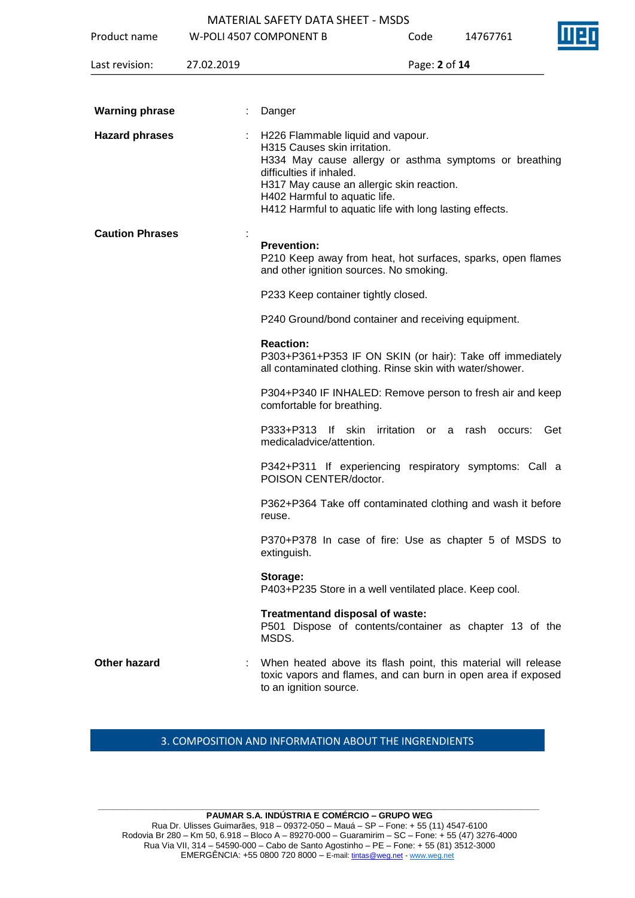**Warning phrase** : Danger

**Hazard phrases** :
H226 Flammable liquid and vapour.
H315 Causes skin irritation.
H334 May cause allergy or asthma symptoms or breathing difficulties if inhaled.
H317 May cause an allergic skin reaction.
H402 Harmful to aquatic life.
H412 Harmful to aquatic life with long lasting effects.

**Caution Phrases** :

**Prevention:**
P210 Keep away from heat, hot surfaces, sparks, open flames and other ignition sources. No smoking.

P233 Keep container tightly closed.

P240 Ground/bond container and receiving equipment.

**Reaction:**
P303+P361+P353 IF ON SKIN (or hair): Take off immediately all contaminated clothing. Rinse skin with water/shower.

P304+P340 IF INHALED: Remove person to fresh air and keep comfortable for breathing.

P333+P313 If skin irritation or a rash occurs: Get medicaladvice/attention.

P342+P311 If experiencing respiratory symptoms: Call a POISON CENTER/doctor.

P362+P364 Take off contaminated clothing and wash it before reuse.

P370+P378 In case of fire: Use as chapter 5 of MSDS to extinguish.

**Storage:**
P403+P235 Store in a well ventilated place. Keep cool.

**Treatmentand disposal of waste:**
P501 Dispose of contents/container as chapter 13 of the MSDS.

**Other hazard** : When heated above its flash point, this material will release toxic vapors and flames, and can burn in open area if exposed to an ignition source.

## 3. COMPOSITION AND INFORMATION ABOUT THE INGRENDIENTS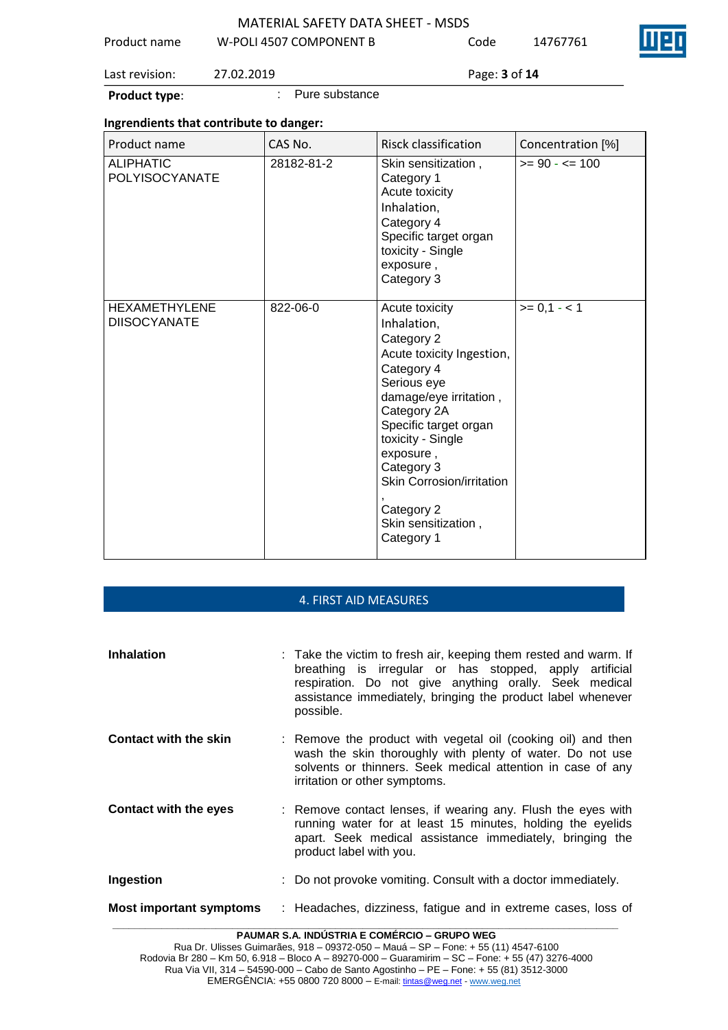**Product type**: : Pure substance

**Ingrendients that contribute to danger:**

| Product name | CAS No. | Risck classification | Concentration [%] |
| --- | --- | --- | --- |
| ALIPHATIC POLYISOCYANATE | 28182-81-2 | Skin sensitization , Category 1 Acute toxicity Inhalation, Category 4 Specific target organ toxicity - Single exposure , Category 3 | >= 90 - <= 100 |
| HEXAMETHYLENE DIISOCYANATE | 822-06-0 | Acute toxicity Inhalation, Category 2 Acute toxicity Ingestion, Category 4 Serious eye damage/eye irritation , Category 2A Specific target organ toxicity - Single exposure , Category 3 Skin Corrosion/irritation , Category 2 Skin sensitization , Category 1 | >= 0,1 - < 1 |

## 4. FIRST AID MEASURES

**Inhalation** : Take the victim to fresh air, keeping them rested and warm. If breathing is irregular or has stopped, apply artificial respiration. Do not give anything orally. Seek medical assistance immediately, bringing the product label whenever possible.

**Contact with the skin** : Remove the product with vegetal oil (cooking oil) and then wash the skin thoroughly with plenty of water. Do not use solvents or thinners. Seek medical attention in case of any irritation or other symptoms.

**Contact with the eyes** : Remove contact lenses, if wearing any. Flush the eyes with running water for at least 15 minutes, holding the eyelids apart. Seek medical assistance immediately, bringing the product label with you.

**Ingestion** : Do not provoke vomiting. Consult with a doctor immediately.

**Most important symptoms** : Headaches, dizziness, fatigue and in extreme cases, loss of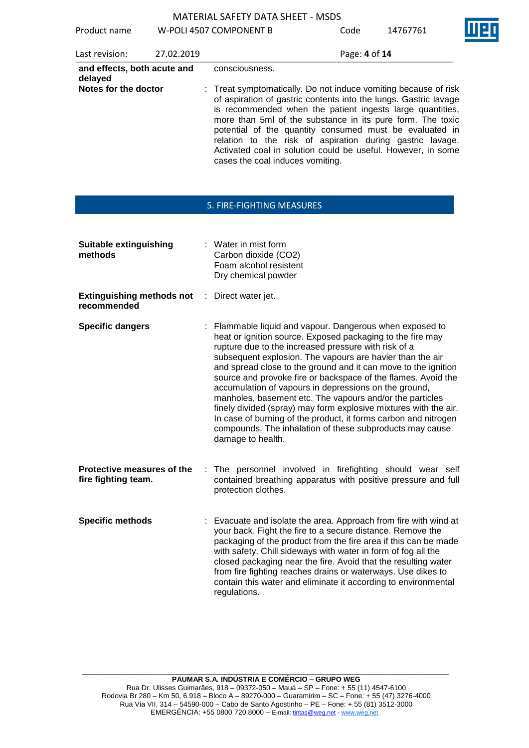| | |
|---|---|
| **and effects, both acute and delayed** | consciousness. |
| **Notes for the doctor** | : Treat symptomatically. Do not induce vomiting because of risk of aspiration of gastric contents into the lungs. Gastric lavage is recommended when the patient ingests large quantities, more than 5ml of the substance in its pure form. The toxic potential of the quantity consumed must be evaluated in relation to the risk of aspiration during gastric lavage. Activated coal in solution could be useful. However, in some cases the coal induces vomiting. |

## 5. FIRE-FIGHTING MEASURES

| | |
|---|---|
| **Suitable extinguishing methods** | : Water in mist form<br>Carbon dioxide ($CO_2$)<br>Foam alcohol resistent<br>Dry chemical powder |
| **Extinguishing methods not recommended** | : Direct water jet. |
| **Specific dangers** | : Flammable liquid and vapour. Dangerous when exposed to heat or ignition source. Exposed packaging to the fire may rupture due to the increased pressure with risk of a subsequent explosion. The vapours are havier than the air and spread close to the ground and it can move to the ignition source and provoke fire or backspace of the flames. Avoid the accumulation of vapours in depressions on the ground, manholes, basement etc. The vapours and/or the particles finely divided (spray) may form explosive mixtures with the air. In case of burning of the product, it forms carbon and nitrogen compounds. The inhalation of these subproducts may cause damage to health. |
| **Protective measures of the fire fighting team.** | : The personnel involved in firefighting should wear self contained breathing apparatus with positive pressure and full protection clothes. |
| **Specific methods** | : Evacuate and isolate the area. Approach from fire with wind at your back. Fight the fire to a secure distance. Remove the packaging of the product from the fire area if this can be made with safety. Chill sideways with water in form of fog all the closed packaging near the fire. Avoid that the resulting water from fire fighting reaches drains or waterways. Use dikes to contain this water and eliminate it according to environmental regulations. |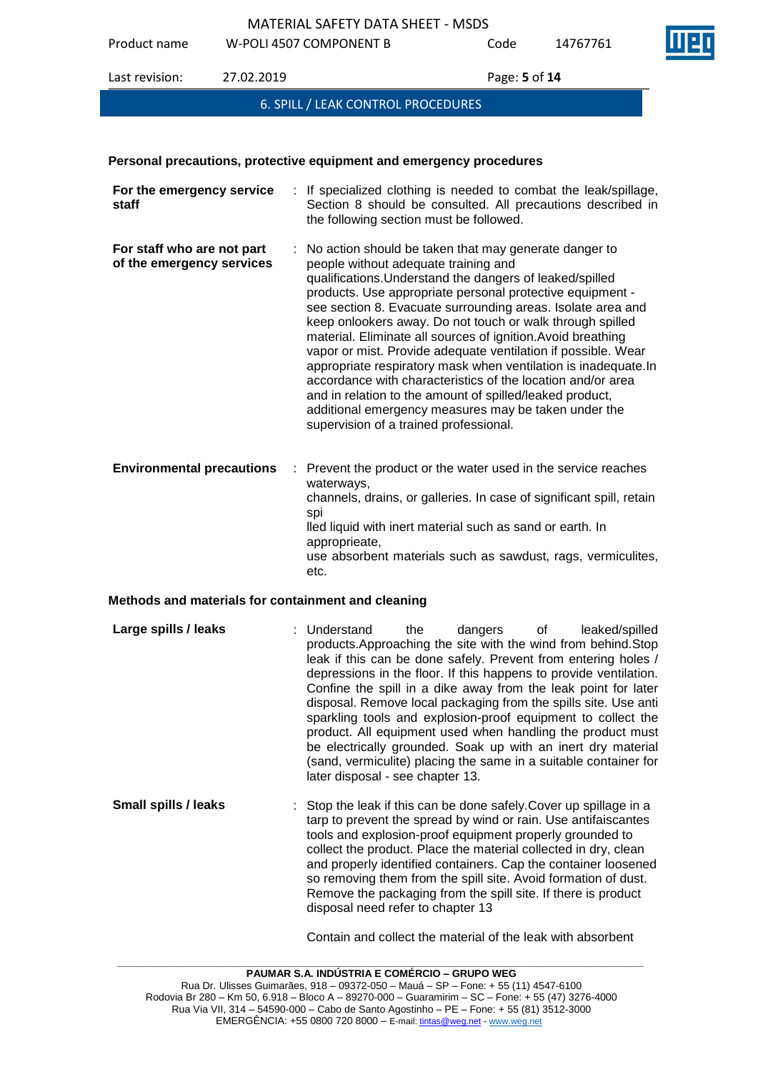## 6. SPILL / LEAK CONTROL PROCEDURES

**Personal precautions, protective equipment and emergency procedures**

**For the emergency service staff** : If specialized clothing is needed to combat the leak/spillage, Section 8 should be consulted. All precautions described in the following section must be followed.

**For staff who are not part of the emergency services** : No action should be taken that may generate danger to people without adequate training and qualifications.Understand the dangers of leaked/spilled products. Use appropriate personal protective equipment - see section 8. Evacuate surrounding areas. Isolate area and keep onlookers away. Do not touch or walk through spilled material. Eliminate all sources of ignition.Avoid breathing vapor or mist. Provide adequate ventilation if possible. Wear appropriate respiratory mask when ventilation is inadequate.In accordance with characteristics of the location and/or area and in relation to the amount of spilled/leaked product, additional emergency measures may be taken under the supervision of a trained professional.

**Environmental precautions** : Prevent the product or the water used in the service reaches waterways,
channels, drains, or galleries. In case of significant spill, retain spi
lled liquid with inert material such as sand or earth. In appropprieate,
use absorbent materials such as sawdust, rags, vermiculites, etc.

**Methods and materials for containment and cleaning**

**Large spills / leaks** : Understand the dangers of leaked/spilled products.Approaching the site with the wind from behind.Stop leak if this can be done safely. Prevent from entering holes / depressions in the floor. If this happens to provide ventilation. Confine the spill in a dike away from the leak point for later disposal. Remove local packaging from the spills site. Use anti sparkling tools and explosion-proof equipment to collect the product. All equipment used when handling the product must be electrically grounded. Soak up with an inert dry material (sand, vermiculite) placing the same in a suitable container for later disposal - see chapter 13.

**Small spills / leaks** : Stop the leak if this can be done safely.Cover up spillage in a tarp to prevent the spread by wind or rain. Use antifaiscantes tools and explosion-proof equipment properly grounded to collect the product. Place the material collected in dry, clean and properly identified containers. Cap the container loosened so removing them from the spill site. Avoid formation of dust. Remove the packaging from the spill site. If there is product disposal need refer to chapter 13

Contain and collect the material of the leak with absorbent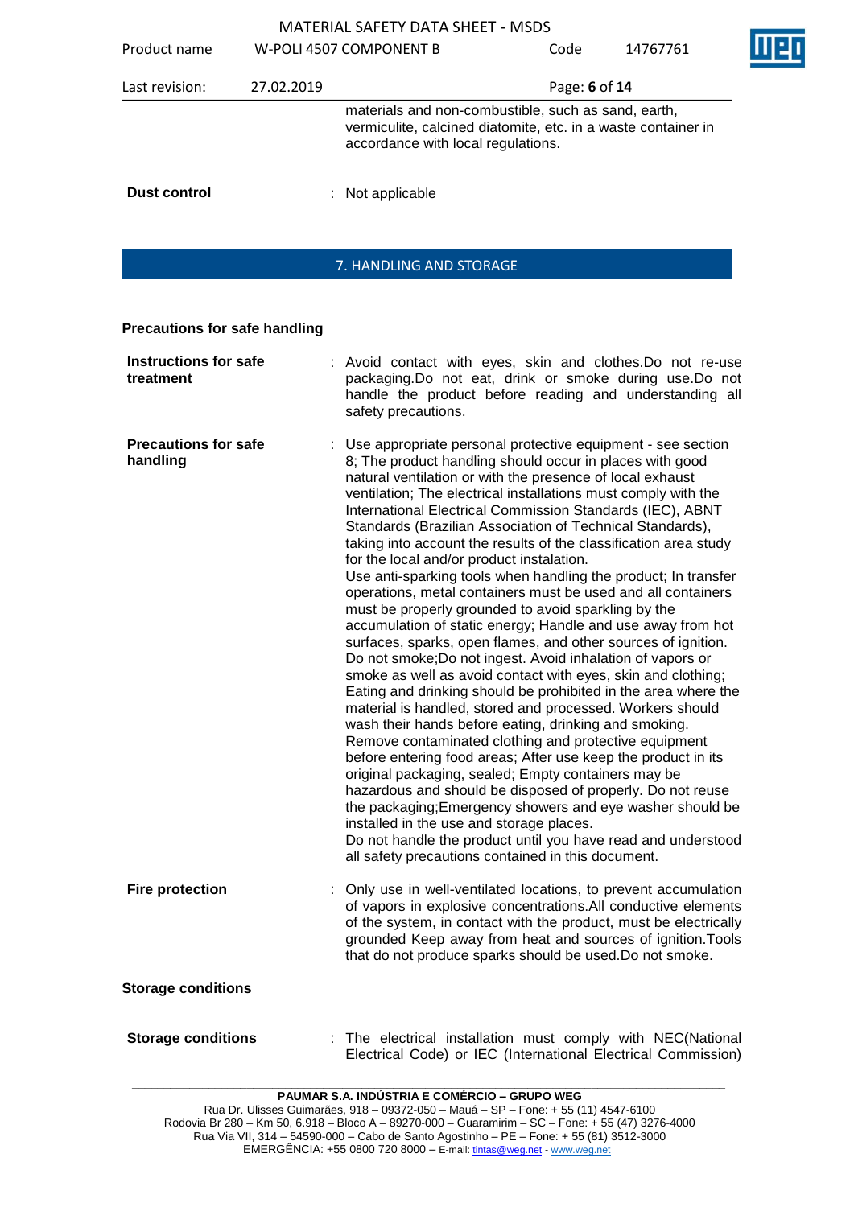materials and non-combustible, such as sand, earth, vermiculite, calcined diatomite, etc. in a waste container in accordance with local regulations.

**Dust control** : Not applicable

## 7. HANDLING AND STORAGE

### Precautions for safe handling

**Instructions for safe treatment** : Avoid contact with eyes, skin and clothes.Do not re-use packaging.Do not eat, drink or smoke during use.Do not handle the product before reading and understanding all safety precautions.

**Precautions for safe handling** : Use appropriate personal protective equipment - see section 8; The product handling should occur in places with good natural ventilation or with the presence of local exhaust ventilation; The electrical installations must comply with the International Electrical Commission Standards (IEC), ABNT Standards (Brazilian Association of Technical Standards), taking into account the results of the classification area study for the local and/or product instalation.
Use anti-sparking tools when handling the product; In transfer operations, metal containers must be used and all containers must be properly grounded to avoid sparkling by the accumulation of static energy; Handle and use away from hot surfaces, sparks, open flames, and other sources of ignition. Do not smoke;Do not ingest. Avoid inhalation of vapors or smoke as well as avoid contact with eyes, skin and clothing; Eating and drinking should be prohibited in the area where the material is handled, stored and processed. Workers should wash their hands before eating, drinking and smoking. Remove contaminated clothing and protective equipment before entering food areas; After use keep the product in its original packaging, sealed; Empty containers may be hazardous and should be disposed of properly. Do not reuse the packaging;Emergency showers and eye washer should be installed in the use and storage places.
Do not handle the product until you have read and understood all safety precautions contained in this document.

**Fire protection** : Only use in well-ventilated locations, to prevent accumulation of vapors in explosive concentrations.All conductive elements of the system, in contact with the product, must be electrically grounded Keep away from heat and sources of ignition.Tools that do not produce sparks should be used.Do not smoke.

### Storage conditions

**Storage conditions** : The electrical installation must comply with NEC(National Electrical Code) or IEC (International Electrical Commission)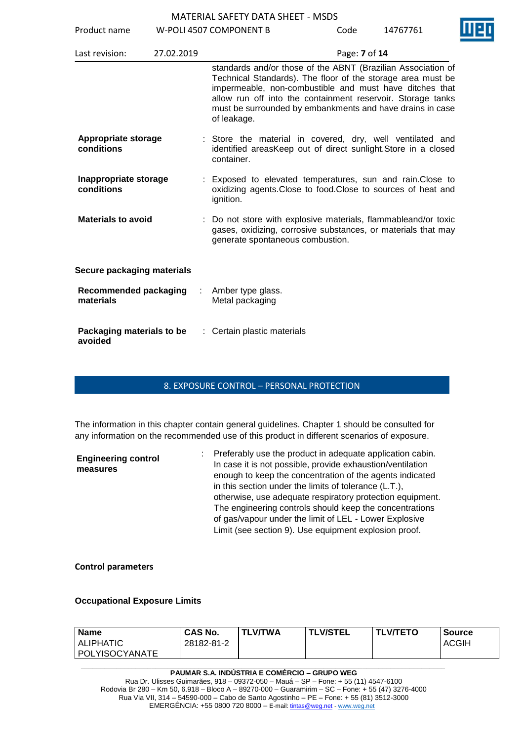standards and/or those of the ABNT (Brazilian Association of Technical Standards). The floor of the storage area must be impermeable, non-combustible and must have ditches that allow run off into the containment reservoir. Storage tanks must be surrounded by embankments and have drains in case of leakage.

**Appropriate storage conditions** : Store the material in covered, dry, well ventilated and identified areasKeep out of direct sunlight.Store in a closed container.

**Inappropriate storage conditions** : Exposed to elevated temperatures, sun and rain.Close to oxidizing agents.Close to food.Close to sources of heat and ignition.

**Materials to avoid** : Do not store with explosive materials, flammableand/or toxic gases, oxidizing, corrosive substances, or materials that may generate spontaneous combustion.

**Secure packaging materials**

**Recommended packaging materials** : Amber type glass.
Metal packaging

**Packaging materials to be avoided** : Certain plastic materials

## 8. EXPOSURE CONTROL – PERSONAL PROTECTION

The information in this chapter contain general guidelines. Chapter 1 should be consulted for any information on the recommended use of this product in different scenarios of exposure.

**Engineering control measures** : Preferably use the product in adequate application cabin. In case it is not possible, provide exhaustion/ventilation enough to keep the concentration of the agents indicated in this section under the limits of tolerance (L.T.), otherwise, use adequate respiratory protection equipment. The engineering controls should keep the concentrations of gas/vapour under the limit of LEL - Lower Explosive Limit (see section 9). Use equipment explosion proof.

**Control parameters**

**Occupational Exposure Limits**

| Name | CAS No. | TLV/TWA | TLV/STEL | TLV/TETO | Source |
|---|---|---|---|---|---|
| ALIPHATIC POLYISOCYANATE | 28182-81-2 | | | | ACGIH |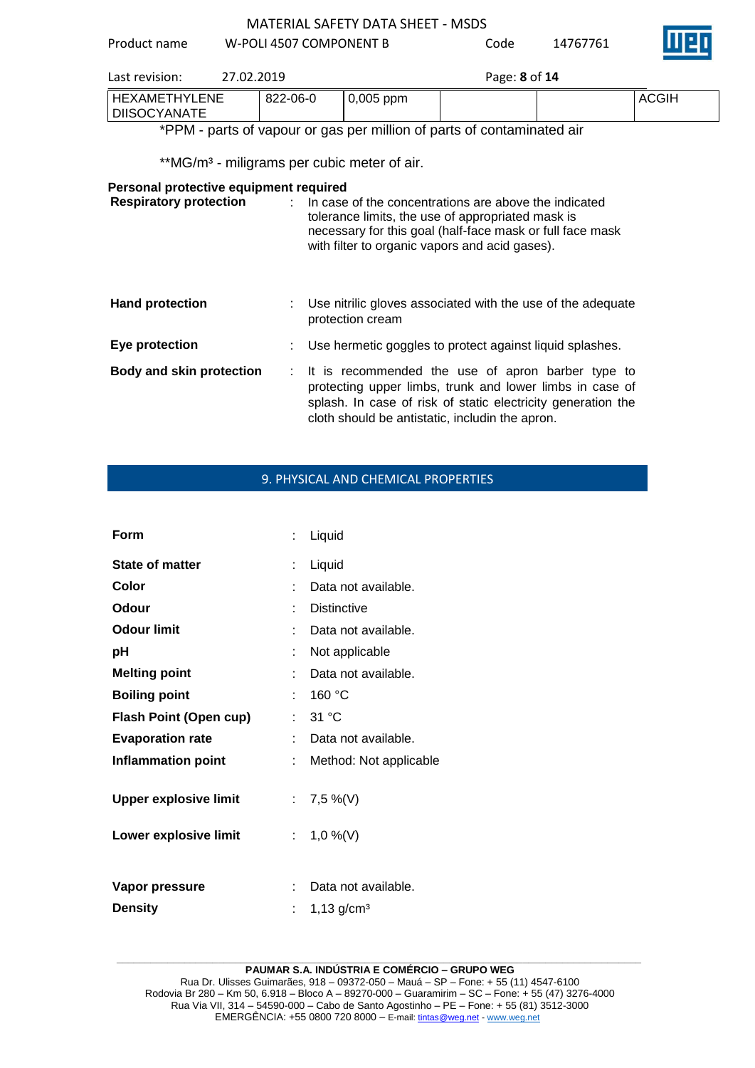| HEXAMETHYLENE DIISOCYANATE | 822-06-0 | 0,005 ppm | | | ACGIH |
|---|---|---|---|---|---|

*PPM - parts of vapour or gas per million of parts of contaminated air

**MG/m³ - miligrams per cubic meter of air.

**Personal protective equipment required**

**Respiratory protection** : In case of the concentrations are above the indicated tolerance limits, the use of appropriated mask is necessary for this goal (half-face mask or full face mask with filter to organic vapors and acid gases).

**Hand protection** : Use nitrilic gloves associated with the use of the adequate protection cream

**Eye protection** : Use hermetic goggles to protect against liquid splashes.

**Body and skin protection** : It is recommended the use of apron barber type to protecting upper limbs, trunk and lower limbs in case of splash. In case of risk of static electricity generation the cloth should be antistatic, includin the apron.

## 9. PHYSICAL AND CHEMICAL PROPERTIES

**Form** : Liquid

**State of matter** : Liquid

**Color** : Data not available.

**Odour** : Distinctive

**Odour limit** : Data not available.

**pH** : Not applicable

**Melting point** : Data not available.

**Boiling point** : 160 °C

**Flash Point (Open cup)** : 31 °C

**Evaporation rate** : Data not available.

**Inflammation point** : Method: Not applicable

**Upper explosive limit** : 7,5 %(V)

**Lower explosive limit** : 1,0 %(V)

**Vapor pressure** : Data not available.

**Density** : 1,13 g/cm³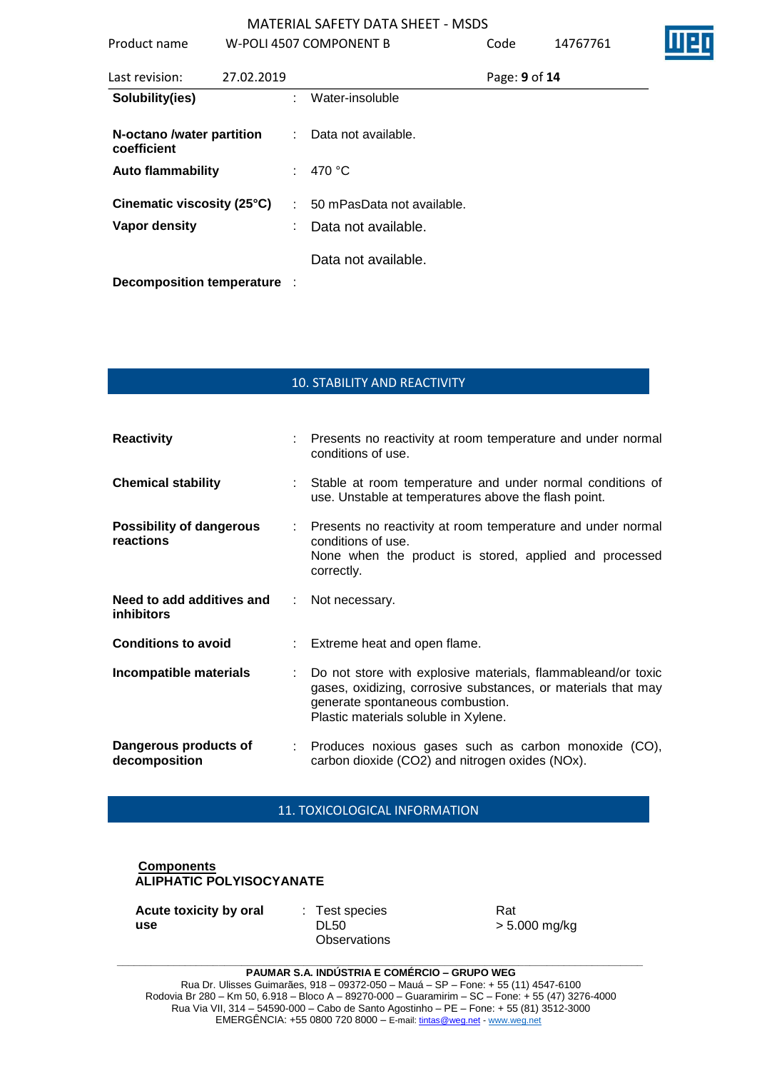| | | |
|---|---|---|
| **Solubility(ies)** | : | Water-insoluble |
| **N-octano /water partition coefficient** | : | Data not available. |
| **Auto flammability** | : | 470 °C |
| **Cinematic viscosity (25°C)** | : | 50 mPasData not available. |
| **Vapor density** | : | Data not available. |
| | | Data not available. |
| **Decomposition temperature** | : | |

## 10. STABILITY AND REACTIVITY

| | | |
|---|---|---|
| **Reactivity** | : | Presents no reactivity at room temperature and under normal conditions of use. |
| **Chemical stability** | : | Stable at room temperature and under normal conditions of use. Unstable at temperatures above the flash point. |
| **Possibility of dangerous reactions** | : | Presents no reactivity at room temperature and under normal conditions of use.<br>None when the product is stored, applied and processed correctly. |
| **Need to add additives and inhibitors** | : | Not necessary. |
| **Conditions to avoid** | : | Extreme heat and open flame. |
| **Incompatible materials** | : | Do not store with explosive materials, flammableand/or toxic gases, oxidizing, corrosive substances, or materials that may generate spontaneous combustion.<br>Plastic materials soluble in Xylene. |
| **Dangerous products of decomposition** | : | Produces noxious gases such as carbon monoxide (CO), carbon dioxide ($CO_2$) and nitrogen oxides (NOx). |

## 11. TOXICOLOGICAL INFORMATION

**Components**

**ALIPHATIC POLYISOCYANATE**

| | | | |
|---|---|---|---|
| **Acute toxicity by oral use** | : | Test species<br>DL50<br>Observations | Rat<br>> 5.000 mg/kg |

**PAUMAR S.A. INDÚSTRIA E COMÉRCIO – GRUPO WEG**
Rua Dr. Ulisses Guimarães, 918 – 09372-050 – Mauá – SP – Fone: + 55 (11) 4547-6100
Rodovia Br 280 – Km 50, 6.918 – Bloco A – 89270-000 – Guaramirim – SC – Fone: + 55 (47) 3276-4000
Rua Via VII, 314 – 54590-000 – Cabo de Santo Agostinho – PE – Fone: + 55 (81) 3512-3000
EMERGÊNCIA: +55 0800 720 8000 – E-mail: tintas@weg.net - www.weg.net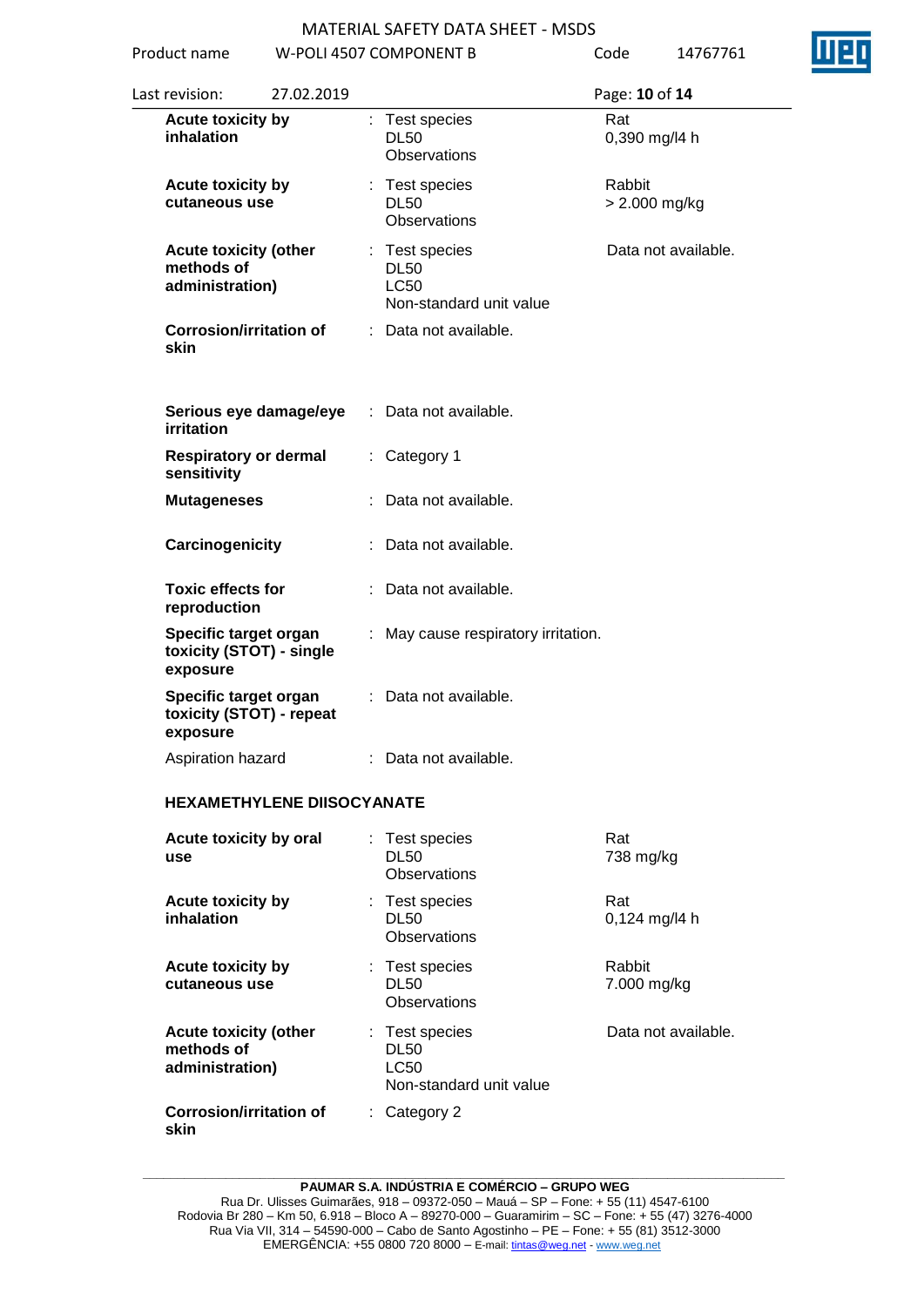| | | | |
|---|---|---|---|
| **Acute toxicity by inhalation** | : | Test species<br>DL50<br>Observations | Rat<br>0,390 mg/l4 h |
| **Acute toxicity by cutaneous use** | : | Test species<br>DL50<br>Observations | Rabbit<br>> 2.000 mg/kg |
| **Acute toxicity (other methods of administration)** | : | Test species<br>DL50<br>LC50<br>Non-standard unit value | Data not available. |
| **Corrosion/irritation of skin** | : | Data not available. | |
| **Serious eye damage/eye irritation** | : | Data not available. | |
| **Respiratory or dermal sensitivity** | : | Category 1 | |
| **Mutageneses** | : | Data not available. | |
| **Carcinogenicity** | : | Data not available. | |
| **Toxic effects for reproduction** | : | Data not available. | |
| **Specific target organ toxicity (STOT) - single exposure** | : | May cause respiratory irritation. | |
| **Specific target organ toxicity (STOT) - repeat exposure** | : | Data not available. | |
| Aspiration hazard | : | Data not available. | |

**HEXAMETHYLENE DIISOCYANATE**

| | | | |
|---|---|---|---|
| **Acute toxicity by oral use** | : | Test species<br>DL50<br>Observations | Rat<br>738 mg/kg |
| **Acute toxicity by inhalation** | : | Test species<br>DL50<br>Observations | Rat<br>0,124 mg/l4 h |
| **Acute toxicity by cutaneous use** | : | Test species<br>DL50<br>Observations | Rabbit<br>7.000 mg/kg |
| **Acute toxicity (other methods of administration)** | : | Test species<br>DL50<br>LC50<br>Non-standard unit value | Data not available. |
| **Corrosion/irritation of skin** | : | Category 2 | |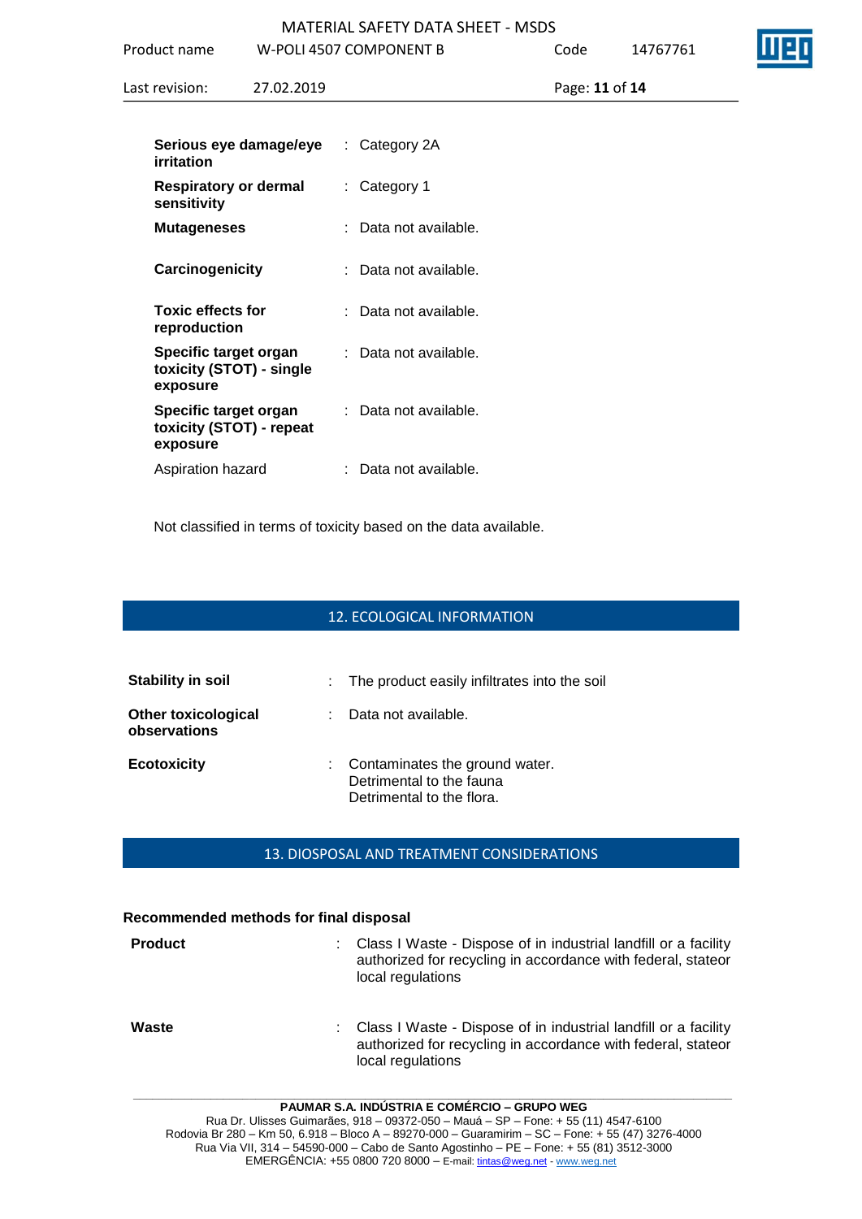| | | |
|---|---|---|
| **Serious eye damage/eye irritation** | : | Category 2A |
| **Respiratory or dermal sensitivity** | : | Category 1 |
| **Mutageneses** | : | Data not available. |
| **Carcinogenicity** | : | Data not available. |
| **Toxic effects for reproduction** | : | Data not available. |
| **Specific target organ toxicity (STOT) - single exposure** | : | Data not available. |
| **Specific target organ toxicity (STOT) - repeat exposure** | : | Data not available. |
| Aspiration hazard | : | Data not available. |

Not classified in terms of toxicity based on the data available.

## 12. ECOLOGICAL INFORMATION

| | | |
|---|---|---|
| **Stability in soil** | : | The product easily infiltrates into the soil |
| **Other toxicological observations** | : | Data not available. |
| **Ecotoxicity** | : | Contaminates the ground water.<br>Detrimental to the fauna<br>Detrimental to the flora. |

## 13. DIOSPOSAL AND TREATMENT CONSIDERATIONS

**Recommended methods for final disposal**

| | | |
|---|---|---|
| **Product** | : | Class I Waste - Dispose of in industrial landfill or a facility authorized for recycling in accordance with federal, stateor local regulations |
| **Waste** | : | Class I Waste - Dispose of in industrial landfill or a facility authorized for recycling in accordance with federal, stateor local regulations |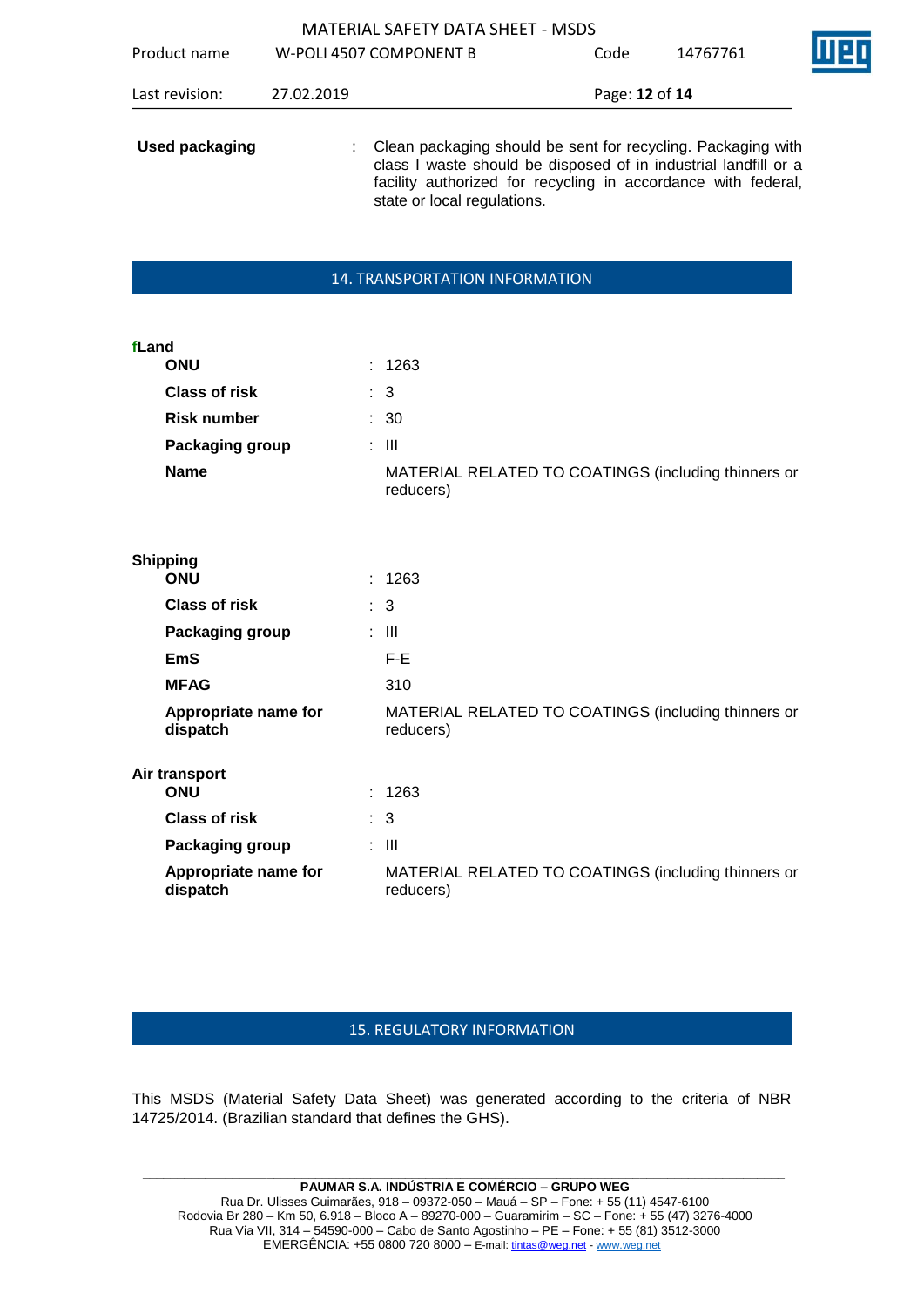**Used packaging** : Clean packaging should be sent for recycling. Packaging with class I waste should be disposed of in industrial landfill or a facility authorized for recycling in accordance with federal, state or local regulations.

## 14. TRANSPORTATION INFORMATION

**fLand**

| | | |
|---|---|---|
| **ONU** | : | 1263 |
| **Class of risk** | : | 3 |
| **Risk number** | : | 30 |
| **Packaging group** | : | III |
| **Name** | | MATERIAL RELATED TO COATINGS (including thinners or reducers) |

**Shipping**

| | | |
|---|---|---|
| **ONU** | : | 1263 |
| **Class of risk** | : | 3 |
| **Packaging group** | : | III |
| **EmS** | | F-E |
| **MFAG** | | 310 |
| **Appropriate name for dispatch** | | MATERIAL RELATED TO COATINGS (including thinners or reducers) |

**Air transport**

| | | |
|---|---|---|
| **ONU** | : | 1263 |
| **Class of risk** | : | 3 |
| **Packaging group** | : | III |
| **Appropriate name for dispatch** | | MATERIAL RELATED TO COATINGS (including thinners or reducers) |

## 15. REGULATORY INFORMATION

This MSDS (Material Safety Data Sheet) was generated according to the criteria of NBR 14725/2014. (Brazilian standard that defines the GHS).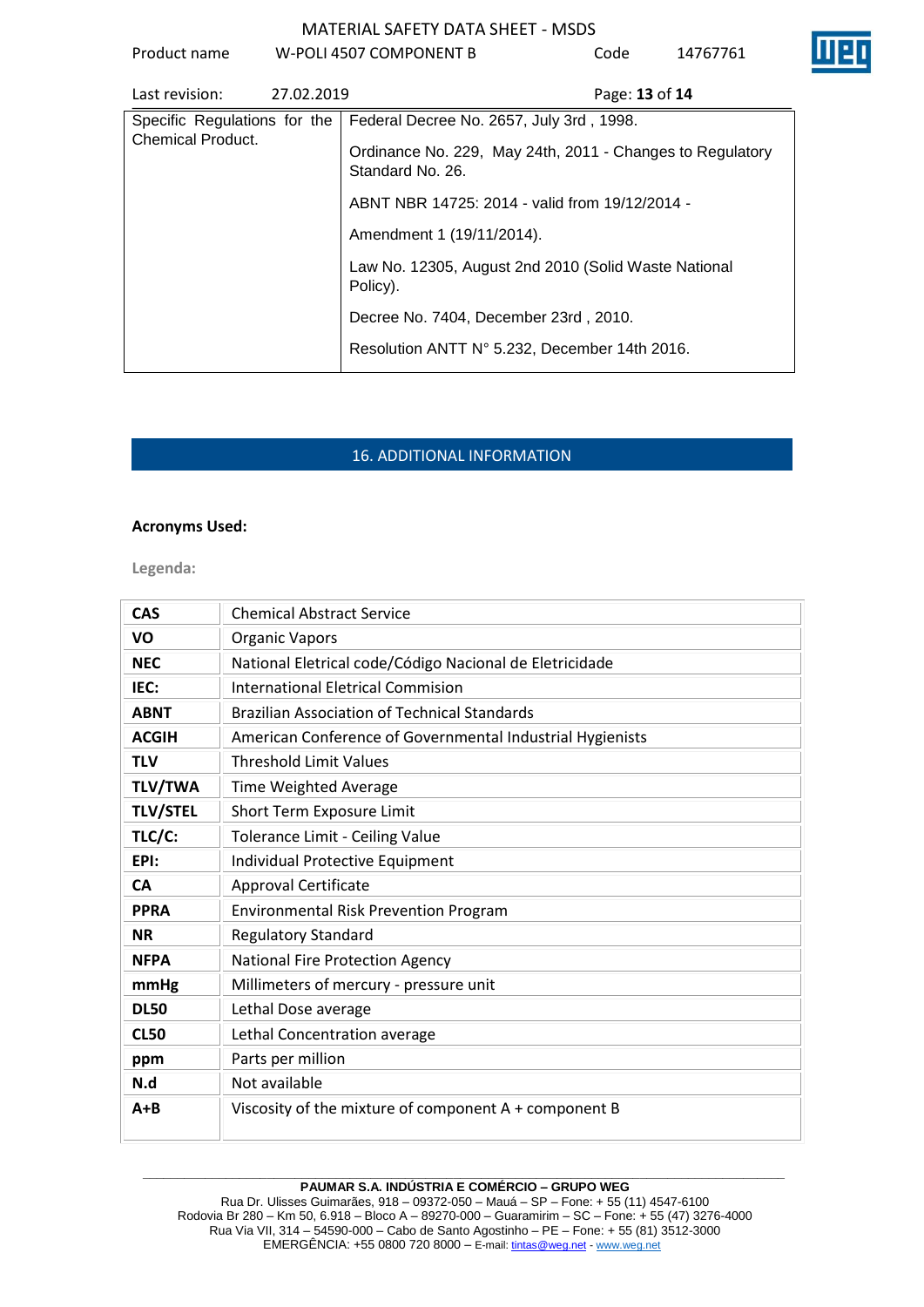| Specific Regulations for the Chemical Product. | Federal Decree No. 2657, July 3rd , 1998. |
|---|---|
| | Ordinance No. 229, May 24th, 2011 - Changes to Regulatory Standard No. 26. |
| | ABNT NBR 14725: 2014 - valid from 19/12/2014 - |
| | Amendment 1 (19/11/2014). |
| | Law No. 12305, August 2nd 2010 (Solid Waste National Policy). |
| | Decree No. 7404, December 23rd , 2010. |
| | Resolution ANTT N° 5.232, December 14th 2016. |

## 16. ADDITIONAL INFORMATION

**Acronyms Used:**

**Legenda:**

| | |
|---|---|
| **CAS** | Chemical Abstract Service |
| **VO** | Organic Vapors |
| **NEC** | National Eletrical code/Código Nacional de Eletricidade |
| **IEC:** | International Eletrical Commision |
| **ABNT** | Brazilian Association of Technical Standards |
| **ACGIH** | American Conference of Governmental Industrial Hygienists |
| **TLV** | Threshold Limit Values |
| **TLV/TWA** | Time Weighted Average |
| **TLV/STEL** | Short Term Exposure Limit |
| **TLC/C:** | Tolerance Limit - Ceiling Value |
| **EPI:** | Individual Protective Equipment |
| **CA** | Approval Certificate |
| **PPRA** | Environmental Risk Prevention Program |
| **NR** | Regulatory Standard |
| **NFPA** | National Fire Protection Agency |
| **mmHg** | Millimeters of mercury - pressure unit |
| **DL50** | Lethal Dose average |
| **CL50** | Lethal Concentration average |
| **ppm** | Parts per million |
| **N.d** | Not available |
| **A+B** | Viscosity of the mixture of component A + component B |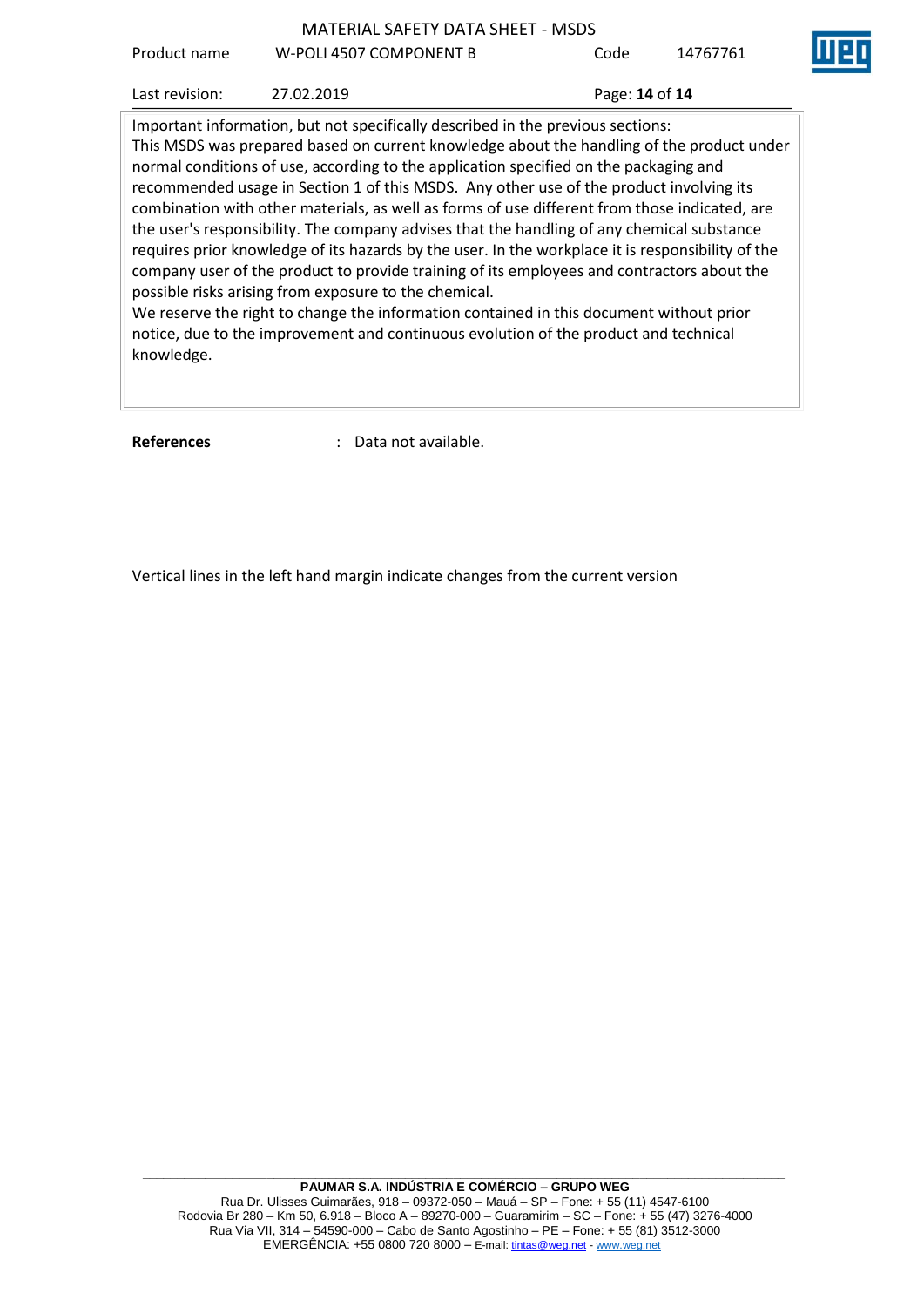Important information, but not specifically described in the previous sections:
This MSDS was prepared based on current knowledge about the handling of the product under normal conditions of use, according to the application specified on the packaging and recommended usage in Section 1 of this MSDS. Any other use of the product involving its combination with other materials, as well as forms of use different from those indicated, are the user's responsibility. The company advises that the handling of any chemical substance requires prior knowledge of its hazards by the user. In the workplace it is responsibility of the company user of the product to provide training of its employees and contractors about the possible risks arising from exposure to the chemical.
We reserve the right to change the information contained in this document without prior notice, due to the improvement and continuous evolution of the product and technical knowledge.

**References** : Data not available.

Vertical lines in the left hand margin indicate changes from the current version

**PAUMAR S.A. INDÚSTRIA E COMÉRCIO – GRUPO WEG**
Rua Dr. Ulisses Guimarães, 918 – 09372-050 – Mauá – SP – Fone: + 55 (11) 4547-6100
Rodovia Br 280 – Km 50, 6.918 – Bloco A – 89270-000 – Guaramirim – SC – Fone: + 55 (47) 3276-4000
Rua Via VII, 314 – 54590-000 – Cabo de Santo Agostinho – PE – Fone: + 55 (81) 3512-3000
EMERGÊNCIA: +55 0800 720 8000 – E-mail: tintas@weg.net - www.weg.net